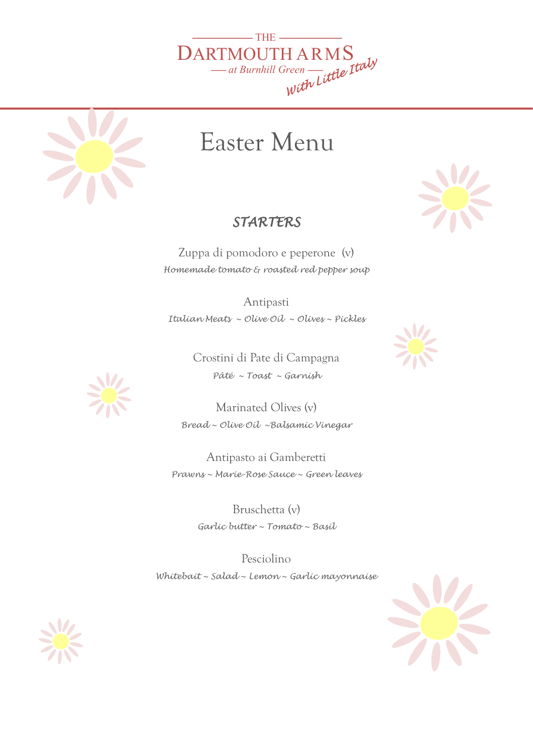THE

DARTMOUTH ARMS

at Burnhill Green

*With Little Italy*

# Easter Menu

## *STARTERS*

Zuppa di pomodoro e peperone (v)
*Homemade tomato & roasted red pepper soup*

Antipasti
*Italian Meats ~ Olive Oil ~ Olives ~ Pickles*

Crostini di Pate di Campagna
*Pâté ~ Toast ~ Garnish*

Marinated Olives (v)
*Bread ~ Olive Oil ~Balsamic Vinegar*

Antipasto ai Gamberetti
*Prawns ~ Marie-Rose Sauce ~ Green leaves*

Bruschetta (v)
*Garlic butter ~ Tomato ~ Basil*

Pesciolino
*Whitebait ~ Salad ~ Lemon ~ Garlic mayonnaise*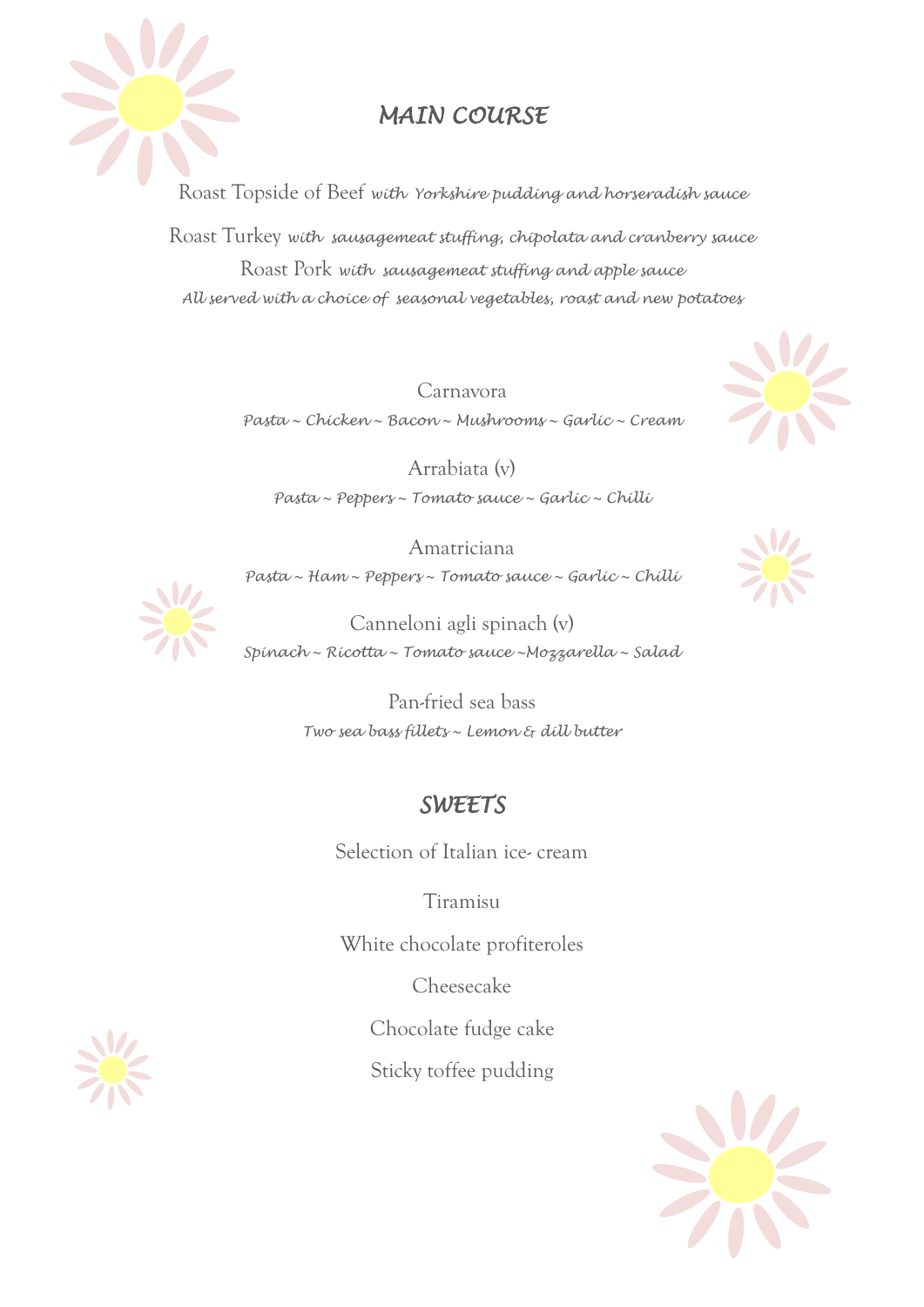## *MAIN COURSE*

Roast Topside of Beef *with Yorkshire pudding and horseradish sauce*

Roast Turkey *with sausagemeat stuffing, chipolata and cranberry sauce*

Roast Pork *with sausagemeat stuffing and apple sauce*

*All served with a choice of seasonal vegetables, roast and new potatoes*

Carnavora

*Pasta ~ Chicken ~ Bacon ~ Mushrooms ~ Garlic ~ Cream*

Arrabiata (v)

*Pasta ~ Peppers ~ Tomato sauce ~ Garlic ~ Chilli*

Amatriciana

*Pasta ~ Ham ~ Peppers ~ Tomato sauce ~ Garlic ~ Chilli*

Canneloni agli spinach (v)

*Spinach ~ Ricotta ~ Tomato sauce ~Mozzarella ~ Salad*

Pan-fried sea bass

*Two sea bass fillets ~ Lemon & dill butter*

## *SWEETS*

Selection of Italian ice- cream

Tiramisu

White chocolate profiteroles

Cheesecake

Chocolate fudge cake

Sticky toffee pudding